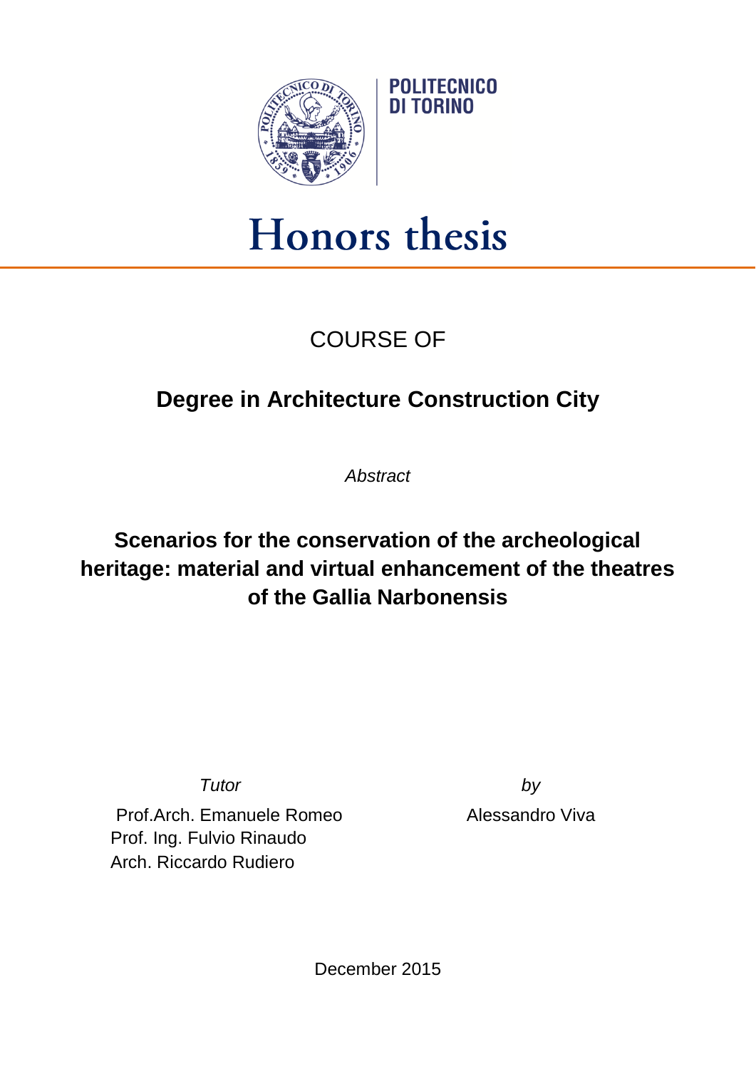POLITECNICO DI TORINO

# Honors thesis

COURSE OF

## Degree in Architecture Construction City

*Abstract*

## Scenarios for the conservation of the archeological heritage: material and virtual enhancement of the theatres of the Gallia Narbonensis

*Tutor*

Prof.Arch. Emanuele Romeo
Prof. Ing. Fulvio Rinaudo
Arch. Riccardo Rudiero

*by*

Alessandro Viva

December 2015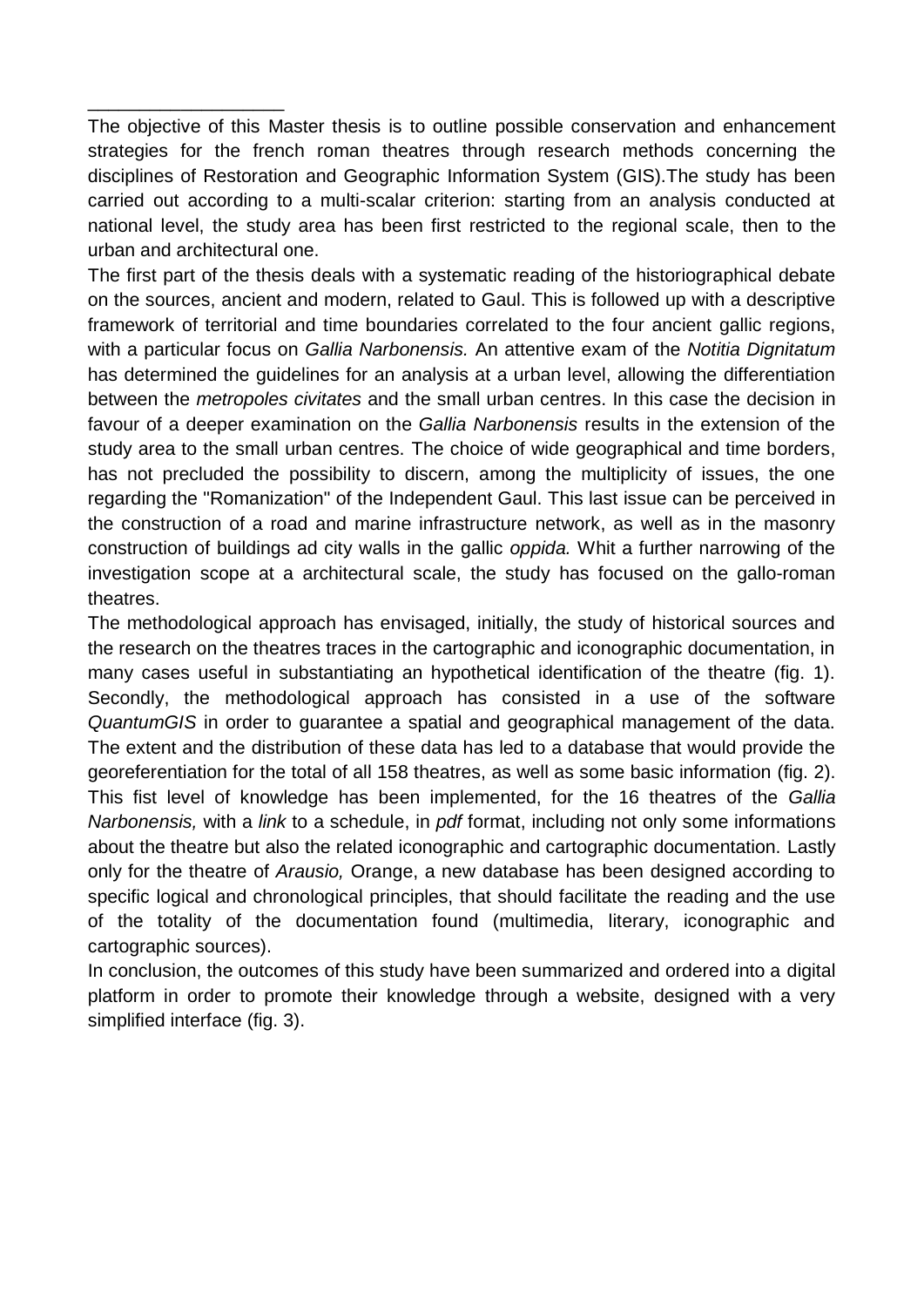The objective of this Master thesis is to outline possible conservation and enhancement strategies for the french roman theatres through research methods concerning the disciplines of Restoration and Geographic Information System (GIS).The study has been carried out according to a multi-scalar criterion: starting from an analysis conducted at national level, the study area has been first restricted to the regional scale, then to the urban and architectural one.

The first part of the thesis deals with a systematic reading of the historiographical debate on the sources, ancient and modern, related to Gaul. This is followed up with a descriptive framework of territorial and time boundaries correlated to the four ancient gallic regions, with a particular focus on *Gallia Narbonensis.* An attentive exam of the *Notitia Dignitatum* has determined the guidelines for an analysis at a urban level, allowing the differentiation between the *metropoles civitates* and the small urban centres. In this case the decision in favour of a deeper examination on the *Gallia Narbonensis* results in the extension of the study area to the small urban centres. The choice of wide geographical and time borders, has not precluded the possibility to discern, among the multiplicity of issues, the one regarding the "Romanization" of the Independent Gaul. This last issue can be perceived in the construction of a road and marine infrastructure network, as well as in the masonry construction of buildings ad city walls in the gallic *oppida.* Whit a further narrowing of the investigation scope at a architectural scale, the study has focused on the gallo-roman theatres.

The methodological approach has envisaged, initially, the study of historical sources and the research on the theatres traces in the cartographic and iconographic documentation, in many cases useful in substantiating an hypothetical identification of the theatre (fig. 1). Secondly, the methodological approach has consisted in a use of the software *QuantumGIS* in order to guarantee a spatial and geographical management of the data. The extent and the distribution of these data has led to a database that would provide the georeferentiation for the total of all 158 theatres, as well as some basic information (fig. 2). This fist level of knowledge has been implemented, for the 16 theatres of the *Gallia Narbonensis,* with a *link* to a schedule, in *pdf* format, including not only some informations about the theatre but also the related iconographic and cartographic documentation. Lastly only for the theatre of *Arausio,* Orange, a new database has been designed according to specific logical and chronological principles, that should facilitate the reading and the use of the totality of the documentation found (multimedia, literary, iconographic and cartographic sources).

In conclusion, the outcomes of this study have been summarized and ordered into a digital platform in order to promote their knowledge through a website, designed with a very simplified interface (fig. 3).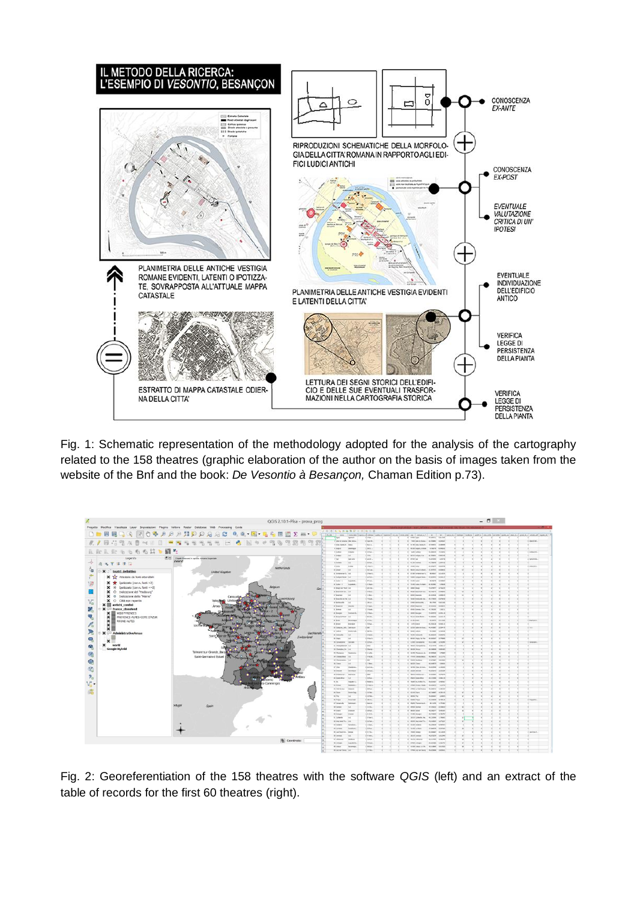Fig. 1: Schematic representation of the methodology adopted for the analysis of the cartography related to the 158 theatres (graphic elaboration of the author on the basis of images taken from the website of the Bnf and the book: *De Vesontio à Besançon,* Chaman Edition p.73).

Fig. 2: Georeferentiation of the 158 theatres with the software *QGIS* (left) and an extract of the table of records for the first 60 theatres (right).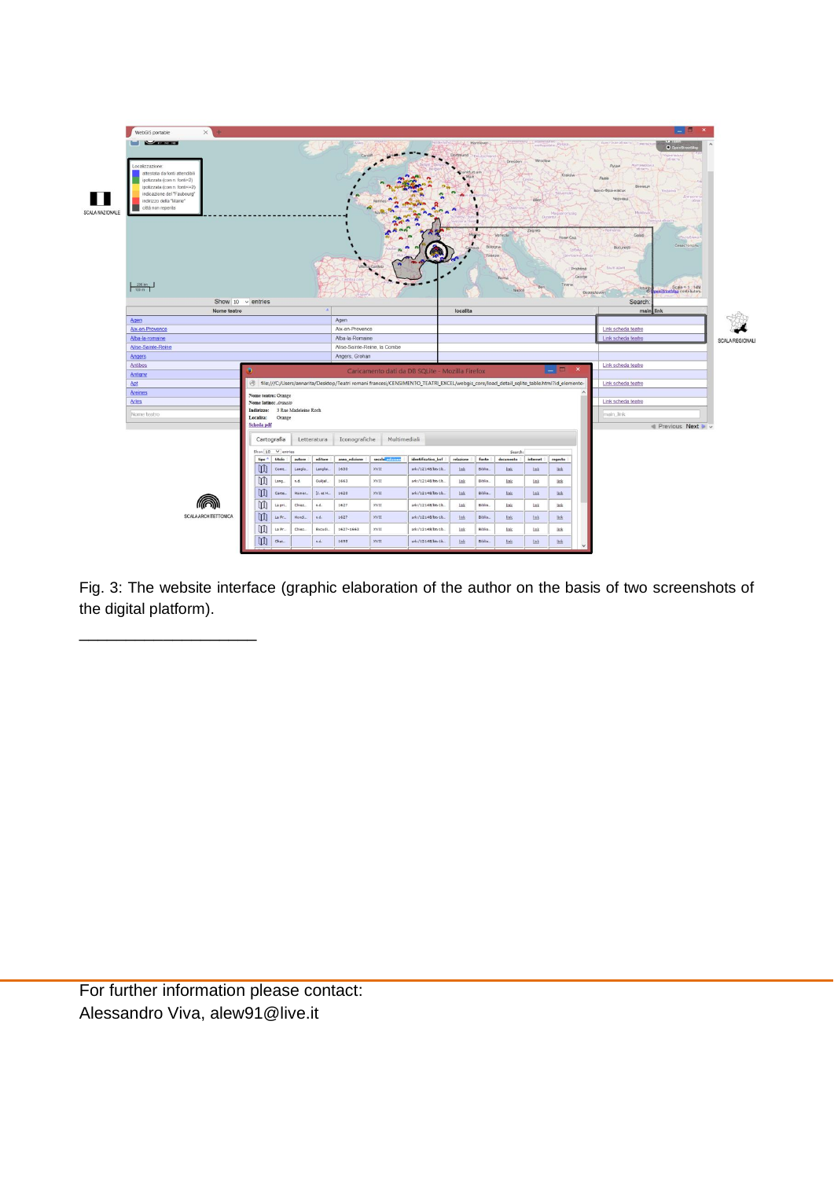Fig. 3: The website interface (graphic elaboration of the author on the basis of two screenshots of the digital platform).

For further information please contact:
Alessandro Viva, alew91@live.it